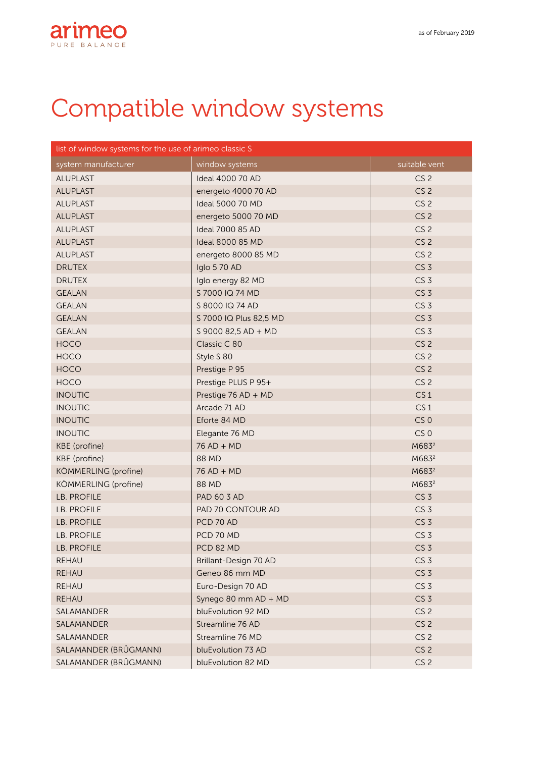# Compatible window systems

| list of window systems for the use of arimeo classic S | | |
|---|---|---|
| system manufacturer | window systems | suitable vent |
| ALUPLAST | Ideal 4000 70 AD | CS 2 |
| ALUPLAST | energeto 4000 70 AD | CS 2 |
| ALUPLAST | Ideal 5000 70 MD | CS 2 |
| ALUPLAST | energeto 5000 70 MD | CS 2 |
| ALUPLAST | Ideal 7000 85 AD | CS 2 |
| ALUPLAST | Ideal 8000 85 MD | CS 2 |
| ALUPLAST | energeto 8000 85 MD | CS 2 |
| DRUTEX | Iglo 5 70 AD | CS 3 |
| DRUTEX | Iglo energy 82 MD | CS 3 |
| GEALAN | S 7000 IQ 74 MD | CS 3 |
| GEALAN | S 8000 IQ 74 AD | CS 3 |
| GEALAN | S 7000 IQ Plus 82,5 MD | CS 3 |
| GEALAN | S 9000 82,5 AD + MD | CS 3 |
| HOCO | Classic C 80 | CS 2 |
| HOCO | Style S 80 | CS 2 |
| HOCO | Prestige P 95 | CS 2 |
| HOCO | Prestige PLUS P 95+ | CS 2 |
| INOUTIC | Prestige 76 AD + MD | CS 1 |
| INOUTIC | Arcade 71 AD | CS 1 |
| INOUTIC | Eforte 84 MD | CS 0 |
| INOUTIC | Elegante 76 MD | CS 0 |
| KBE (profine) | 76 AD + MD | M683[2] |
| KBE (profine) | 88 MD | M683[2] |
| KÖMMERLING (profine) | 76 AD + MD | M683[2] |
| KÖMMERLING (profine) | 88 MD | M683[2] |
| LB. PROFILE | PAD 60 3 AD | CS 3 |
| LB. PROFILE | PAD 70 CONTOUR AD | CS 3 |
| LB. PROFILE | PCD 70 AD | CS 3 |
| LB. PROFILE | PCD 70 MD | CS 3 |
| LB. PROFILE | PCD 82 MD | CS 3 |
| REHAU | Brillant-Design 70 AD | CS 3 |
| REHAU | Geneo 86 mm MD | CS 3 |
| REHAU | Euro-Design 70 AD | CS 3 |
| REHAU | Synego 80 mm AD + MD | CS 3 |
| SALAMANDER | bluEvolution 92 MD | CS 2 |
| SALAMANDER | Streamline 76 AD | CS 2 |
| SALAMANDER | Streamline 76 MD | CS 2 |
| SALAMANDER (BRÜGMANN) | bluEvolution 73 AD | CS 2 |
| SALAMANDER (BRÜGMANN) | bluEvolution 82 MD | CS 2 |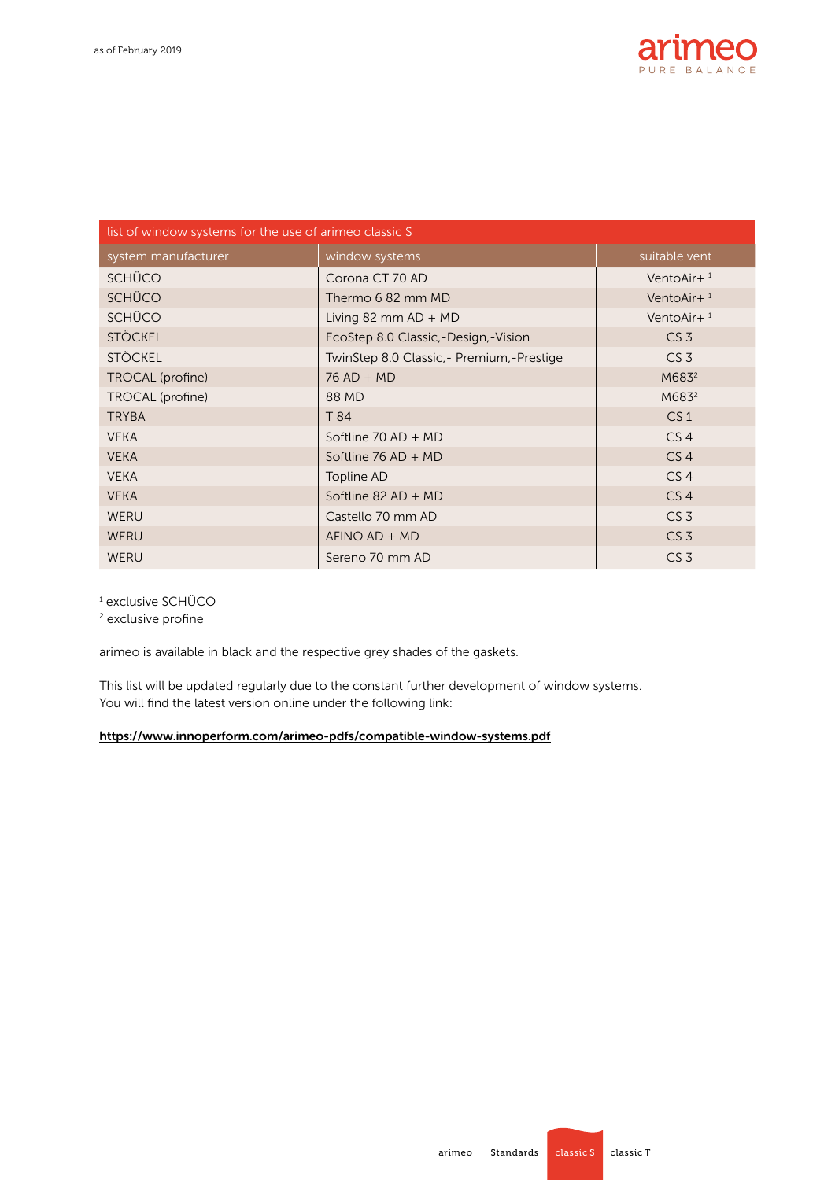as of February 2019

| list of window systems for the use of arimeo classic S | | |
|---|---|---|
| system manufacturer | window systems | suitable vent |
| SCHÜCO | Corona CT 70 AD | VentoAir+ [1] |
| SCHÜCO | Thermo 6 82 mm MD | VentoAir+ [1] |
| SCHÜCO | Living 82 mm AD + MD | VentoAir+ [1] |
| STÖCKEL | EcoStep 8.0 Classic,-Design,-Vision | CS 3 |
| STÖCKEL | TwinStep 8.0 Classic,- Premium,-Prestige | CS 3 |
| TROCAL (profine) | 76 AD + MD | M683[2] |
| TROCAL (profine) | 88 MD | M683[2] |
| TRYBA | T 84 | CS 1 |
| VEKA | Softline 70 AD + MD | CS 4 |
| VEKA | Softline 76 AD + MD | CS 4 |
| VEKA | Topline AD | CS 4 |
| VEKA | Softline 82 AD + MD | CS 4 |
| WERU | Castello 70 mm AD | CS 3 |
| WERU | AFINO AD + MD | CS 3 |
| WERU | Sereno 70 mm AD | CS 3 |

[1] exclusive SCHÜCO
[2] exclusive profine

arimeo is available in black and the respective grey shades of the gaskets.

This list will be updated regularly due to the constant further development of window systems.
You will find the latest version online under the following link:

**https://www.innoperform.com/arimeo-pdfs/compatible-window-systems.pdf**